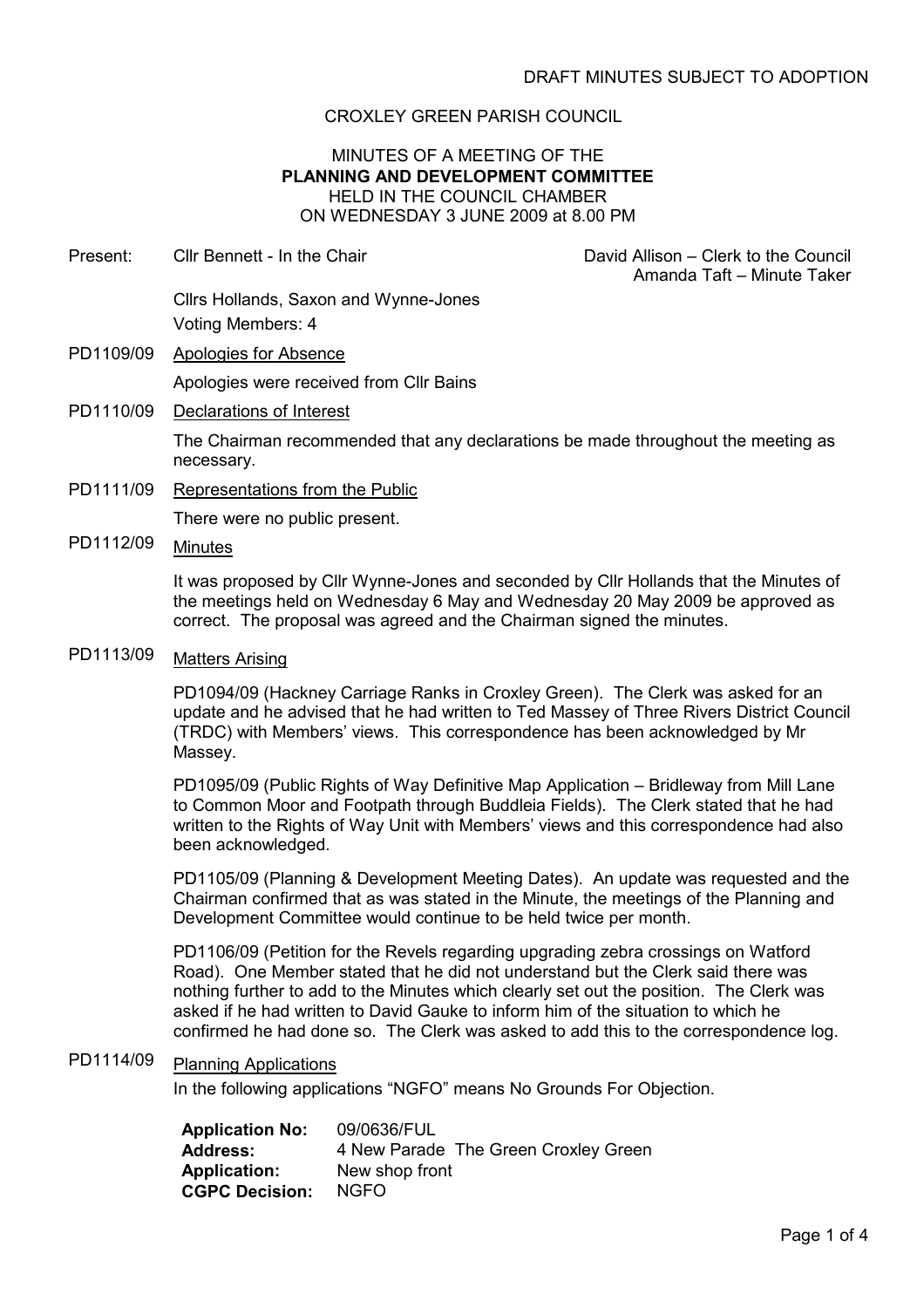DRAFT MINUTES SUBJECT TO ADOPTION

CROXLEY GREEN PARISH COUNCIL

MINUTES OF A MEETING OF THE
**PLANNING AND DEVELOPMENT COMMITTEE**
HELD IN THE COUNCIL CHAMBER
ON WEDNESDAY 3 JUNE 2009 at 8.00 PM

Present: Cllr Bennett - In the Chair

David Allison – Clerk to the Council
Amanda Taft – Minute Taker

Cllrs Hollands, Saxon and Wynne-Jones
Voting Members: 4

PD1109/09 Apologies for Absence

Apologies were received from Cllr Bains

PD1110/09 Declarations of Interest

The Chairman recommended that any declarations be made throughout the meeting as necessary.

PD1111/09 Representations from the Public

There were no public present.

PD1112/09 Minutes

It was proposed by Cllr Wynne-Jones and seconded by Cllr Hollands that the Minutes of the meetings held on Wednesday 6 May and Wednesday 20 May 2009 be approved as correct. The proposal was agreed and the Chairman signed the minutes.

PD1113/09 Matters Arising

PD1094/09 (Hackney Carriage Ranks in Croxley Green). The Clerk was asked for an update and he advised that he had written to Ted Massey of Three Rivers District Council (TRDC) with Members' views. This correspondence has been acknowledged by Mr Massey.

PD1095/09 (Public Rights of Way Definitive Map Application – Bridleway from Mill Lane to Common Moor and Footpath through Buddleia Fields). The Clerk stated that he had written to the Rights of Way Unit with Members' views and this correspondence had also been acknowledged.

PD1105/09 (Planning & Development Meeting Dates). An update was requested and the Chairman confirmed that as was stated in the Minute, the meetings of the Planning and Development Committee would continue to be held twice per month.

PD1106/09 (Petition for the Revels regarding upgrading zebra crossings on Watford Road). One Member stated that he did not understand but the Clerk said there was nothing further to add to the Minutes which clearly set out the position. The Clerk was asked if he had written to David Gauke to inform him of the situation to which he confirmed he had done so. The Clerk was asked to add this to the correspondence log.

PD1114/09 Planning Applications

In the following applications "NGFO" means No Grounds For Objection.

**Application No:** 09/0636/FUL
**Address:** 4 New Parade The Green Croxley Green
**Application:** New shop front
**CGPC Decision:** NGFO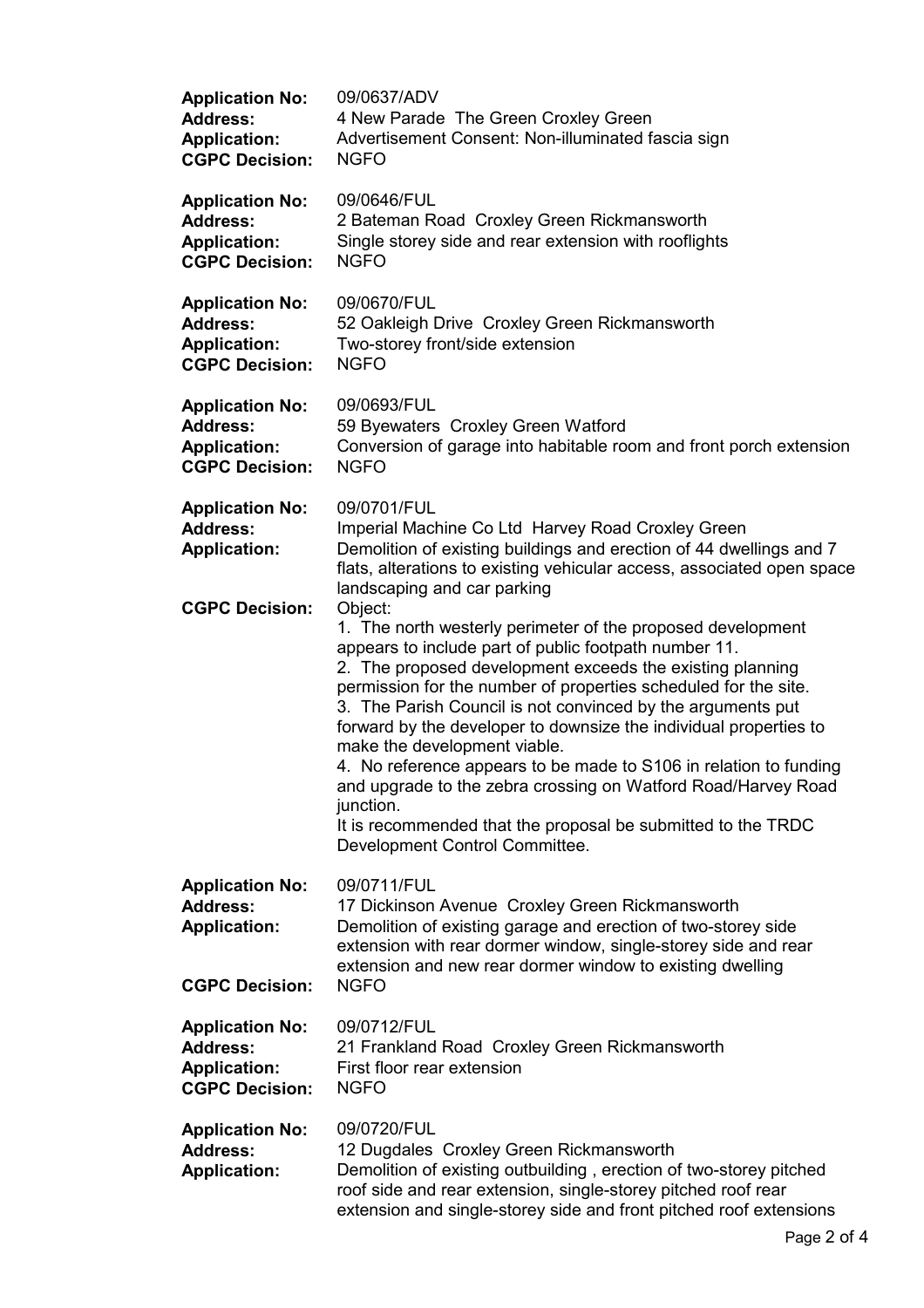**Application No:** 09/0637/ADV
**Address:** 4 New Parade The Green Croxley Green
**Application:** Advertisement Consent: Non-illuminated fascia sign
**CGPC Decision:** NGFO

**Application No:** 09/0646/FUL
**Address:** 2 Bateman Road Croxley Green Rickmansworth
**Application:** Single storey side and rear extension with rooflights
**CGPC Decision:** NGFO

**Application No:** 09/0670/FUL
**Address:** 52 Oakleigh Drive Croxley Green Rickmansworth
**Application:** Two-storey front/side extension
**CGPC Decision:** NGFO

**Application No:** 09/0693/FUL
**Address:** 59 Byewaters Croxley Green Watford
**Application:** Conversion of garage into habitable room and front porch extension
**CGPC Decision:** NGFO

**Application No:** 09/0701/FUL
**Address:** Imperial Machine Co Ltd Harvey Road Croxley Green
**Application:** Demolition of existing buildings and erection of 44 dwellings and 7 flats, alterations to existing vehicular access, associated open space landscaping and car parking
**CGPC Decision:** Object:

1. The north westerly perimeter of the proposed development appears to include part of public footpath number 11.
2. The proposed development exceeds the existing planning permission for the number of properties scheduled for the site.
3. The Parish Council is not convinced by the arguments put forward by the developer to downsize the individual properties to make the development viable.
4. No reference appears to be made to S106 in relation to funding and upgrade to the zebra crossing on Watford Road/Harvey Road junction.

It is recommended that the proposal be submitted to the TRDC Development Control Committee.

**Application No:** 09/0711/FUL
**Address:** 17 Dickinson Avenue Croxley Green Rickmansworth
**Application:** Demolition of existing garage and erection of two-storey side extension with rear dormer window, single-storey side and rear extension and new rear dormer window to existing dwelling
**CGPC Decision:** NGFO

**Application No:** 09/0712/FUL
**Address:** 21 Frankland Road Croxley Green Rickmansworth
**Application:** First floor rear extension
**CGPC Decision:** NGFO

**Application No:** 09/0720/FUL
**Address:** 12 Dugdales Croxley Green Rickmansworth
**Application:** Demolition of existing outbuilding , erection of two-storey pitched roof side and rear extension, single-storey pitched roof rear extension and single-storey side and front pitched roof extensions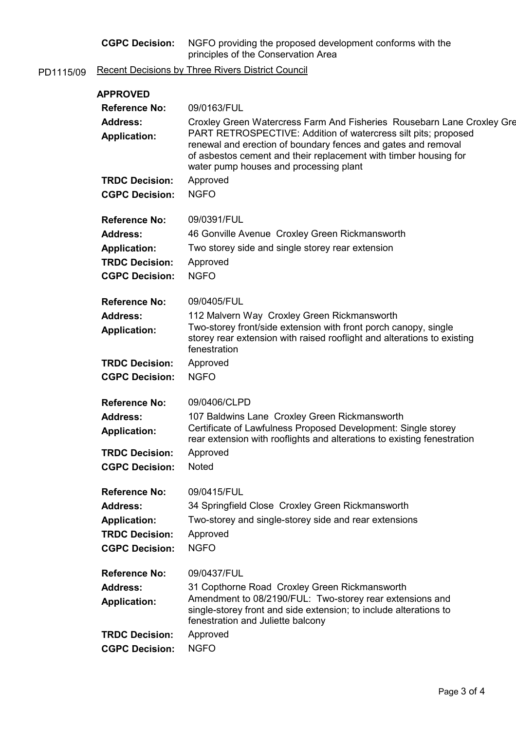**CGPC Decision:** NGFO providing the proposed development conforms with the principles of the Conservation Area

PD1115/09 <u>Recent Decisions by Three Rivers District Council</u>

**APPROVED**

| | |
|---|---|
| **Reference No:** | 09/0163/FUL |
| **Address:** | Croxley Green Watercress Farm And Fisheries Rousebarn Lane Croxley Gre |
| **Application:** | PART RETROSPECTIVE: Addition of watercress silt pits; proposed renewal and erection of boundary fences and gates and removal of asbestos cement and their replacement with timber housing for water pump houses and processing plant |
| **TRDC Decision:** | Approved |
| **CGPC Decision:** | NGFO |

| | |
|---|---|
| **Reference No:** | 09/0391/FUL |
| **Address:** | 46 Gonville Avenue Croxley Green Rickmansworth |
| **Application:** | Two storey side and single storey rear extension |
| **TRDC Decision:** | Approved |
| **CGPC Decision:** | NGFO |

| | |
|---|---|
| **Reference No:** | 09/0405/FUL |
| **Address:** | 112 Malvern Way Croxley Green Rickmansworth |
| **Application:** | Two-storey front/side extension with front porch canopy, single storey rear extension with raised rooflight and alterations to existing fenestration |
| **TRDC Decision:** | Approved |
| **CGPC Decision:** | NGFO |

| | |
|---|---|
| **Reference No:** | 09/0406/CLPD |
| **Address:** | 107 Baldwins Lane Croxley Green Rickmansworth |
| **Application:** | Certificate of Lawfulness Proposed Development: Single storey rear extension with rooflights and alterations to existing fenestration |
| **TRDC Decision:** | Approved |
| **CGPC Decision:** | Noted |

| | |
|---|---|
| **Reference No:** | 09/0415/FUL |
| **Address:** | 34 Springfield Close Croxley Green Rickmansworth |
| **Application:** | Two-storey and single-storey side and rear extensions |
| **TRDC Decision:** | Approved |
| **CGPC Decision:** | NGFO |

| | |
|---|---|
| **Reference No:** | 09/0437/FUL |
| **Address:** | 31 Copthorne Road Croxley Green Rickmansworth |
| **Application:** | Amendment to 08/2190/FUL: Two-storey rear extensions and single-storey front and side extension; to include alterations to fenestration and Juliette balcony |
| **TRDC Decision:** | Approved |
| **CGPC Decision:** | NGFO |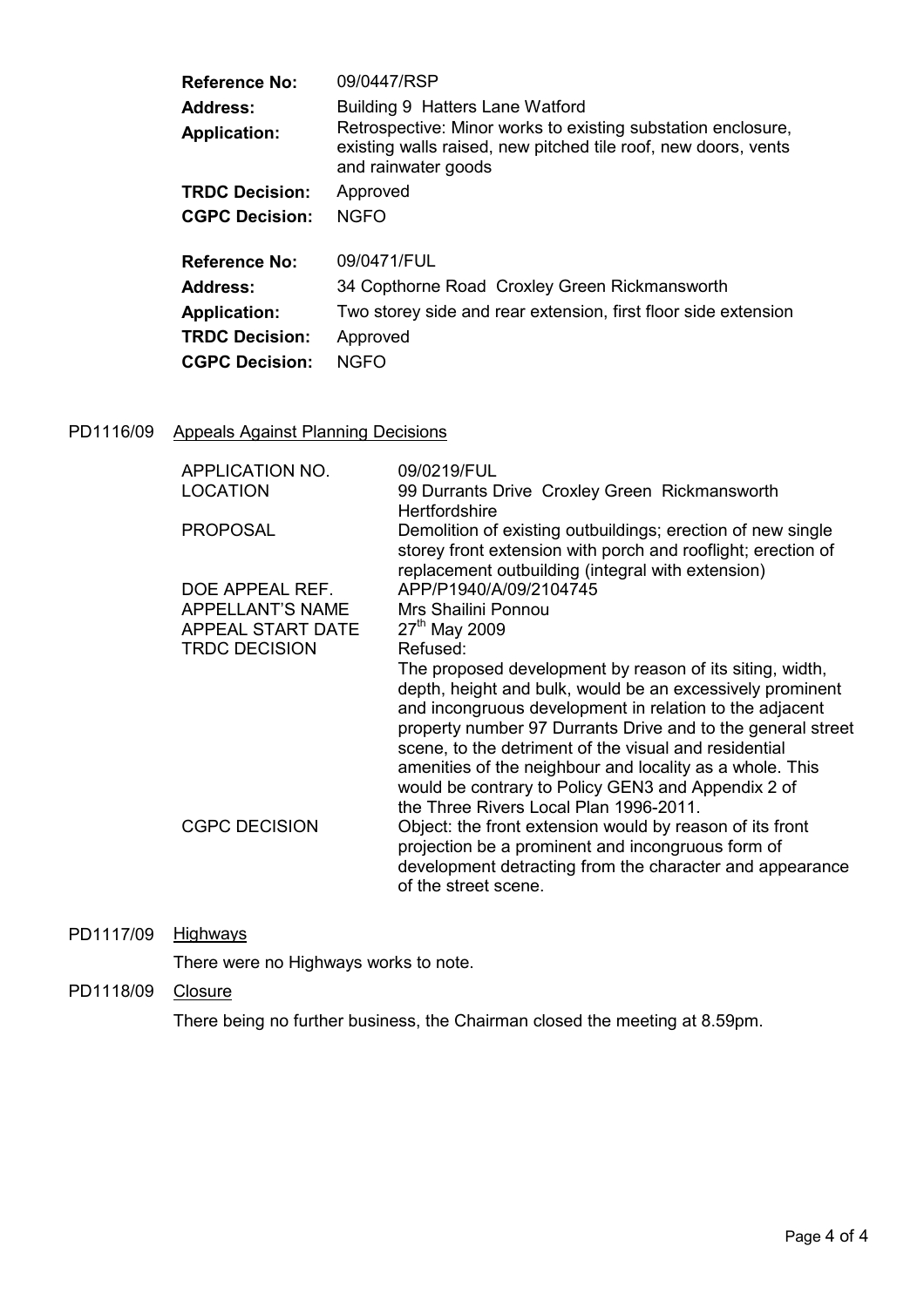| | |
|---|---|
| **Reference No:** | 09/0447/RSP |
| **Address:** | Building 9 Hatters Lane Watford |
| **Application:** | Retrospective: Minor works to existing substation enclosure, existing walls raised, new pitched tile roof, new doors, vents and rainwater goods |
| **TRDC Decision:** | Approved |
| **CGPC Decision:** | NGFO |

| | |
|---|---|
| **Reference No:** | 09/0471/FUL |
| **Address:** | 34 Copthorne Road Croxley Green Rickmansworth |
| **Application:** | Two storey side and rear extension, first floor side extension |
| **TRDC Decision:** | Approved |
| **CGPC Decision:** | NGFO |

PD1116/09 Appeals Against Planning Decisions

| | |
|---|---|
| APPLICATION NO. | 09/0219/FUL |
| LOCATION | 99 Durrants Drive Croxley Green Rickmansworth Hertfordshire |
| PROPOSAL | Demolition of existing outbuildings; erection of new single storey front extension with porch and rooflight; erection of replacement outbuilding (integral with extension) |
| DOE APPEAL REF. | APP/P1940/A/09/2104745 |
| APPELLANT'S NAME | Mrs Shailini Ponnou |
| APPEAL START DATE | 27th May 2009 |
| TRDC DECISION | Refused: The proposed development by reason of its siting, width, depth, height and bulk, would be an excessively prominent and incongruous development in relation to the adjacent property number 97 Durrants Drive and to the general street scene, to the detriment of the visual and residential amenities of the neighbour and locality as a whole. This would be contrary to Policy GEN3 and Appendix 2 of the Three Rivers Local Plan 1996-2011. |
| CGPC DECISION | Object: the front extension would by reason of its front projection be a prominent and incongruous form of development detracting from the character and appearance of the street scene. |

PD1117/09 Highways

There were no Highways works to note.

PD1118/09 Closure

There being no further business, the Chairman closed the meeting at 8.59pm.